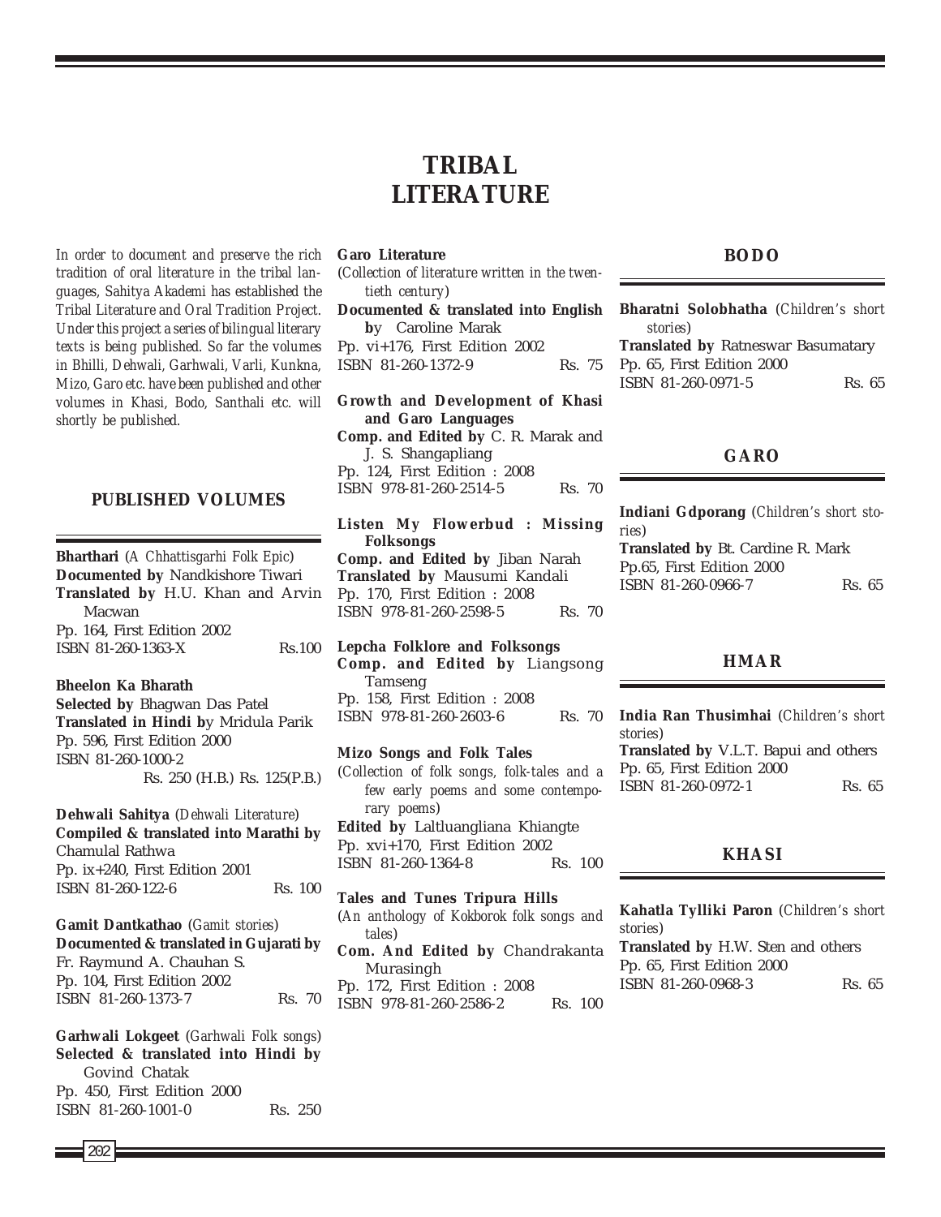# TRIBAL LITERATURE

*In order to document and preserve the rich tradition of oral literature in the tribal languages, Sahitya Akademi has established the Tribal Literature and Oral Tradition Project. Under this project a series of bilingual literary texts is being published. So far the volumes in Bhilli, Dehwali, Garhwali, Varli, Kunkna, Mizo, Garo etc. have been published and other volumes in Khasi, Bodo, Santhali etc. will shortly be published.*

## PUBLISHED VOLUMES

**Bharthari** (*A Chhattisgarhi Folk Epic*)
**Documented by** Nandkishore Tiwari
**Translated by** H.U. Khan and Arvin Macwan
Pp. 164, First Edition 2002
ISBN 81-260-1363-X Rs.100

**Bheelon Ka Bharath**
**Selected by** Bhagwan Das Patel
**Translated in Hindi by** Mridula Parik
Pp. 596, First Edition 2000
ISBN 81-260-1000-2
Rs. 250 (H.B.) Rs. 125(P.B.)

**Dehwali Sahitya** (*Dehwali Literature*)
**Compiled & translated into Marathi by** Chamulal Rathwa
Pp. ix+240, First Edition 2001
ISBN 81-260-122-6 Rs. 100

**Gamit Dantkathao** (*Gamit stories*)
**Documented & translated in Gujarati by** Fr. Raymund A. Chauhan S.
Pp. 104, First Edition 2002
ISBN 81-260-1373-7 Rs. 70

**Garhwali Lokgeet** (*Garhwali Folk songs*)
**Selected & translated into Hindi by** Govind Chatak
Pp. 450, First Edition 2000
ISBN 81-260-1001-0 Rs. 250

**Garo Literature**
(*Collection of literature written in the twentieth century*)
**Documented & translated into English by** Caroline Marak
Pp. vi+176, First Edition 2002
ISBN 81-260-1372-9 Rs. 75

**Growth and Development of Khasi and Garo Languages**
**Comp. and Edited by** C. R. Marak and J. S. Shangapliang
Pp. 124, First Edition : 2008
ISBN 978-81-260-2514-5 Rs. 70

**Listen My Flowerbud : Missing Folksongs**
**Comp. and Edited by** Jiban Narah
**Translated by** Mausumi Kandali
Pp. 170, First Edition : 2008
ISBN 978-81-260-2598-5 Rs. 70

**Lepcha Folklore and Folksongs**
**Comp. and Edited by** Liangsong Tamseng
Pp. 158, First Edition : 2008
ISBN 978-81-260-2603-6 Rs. 70

**Mizo Songs and Folk Tales**
(*Collection of folk songs, folk-tales and a few early poems and some contemporary poems*)
**Edited by** Laltluangliana Khiangte
Pp. xvi+170, First Edition 2002
ISBN 81-260-1364-8 Rs. 100

**Tales and Tunes Tripura Hills**
(*An anthology of Kokborok folk songs and tales*)
**Com. And Edited by** Chandrakanta Murasingh
Pp. 172, First Edition : 2008
ISBN 978-81-260-2586-2 Rs. 100

### BODO

**Bharatni Solobhatha** (*Children's short stories*)
**Translated by** Ratneswar Basumatary
Pp. 65, First Edition 2000
ISBN 81-260-0971-5 Rs. 65

### GARO

**Indiani Gdporang** (*Children's short stories*)
**Translated by** Bt. Cardine R. Mark
Pp.65, First Edition 2000
ISBN 81-260-0966-7 Rs. 65

### HMAR

**India Ran Thusimhai** (*Children's short stories*)
**Translated by** V.L.T. Bapui and others
Pp. 65, First Edition 2000
ISBN 81-260-0972-1 Rs. 65

### KHASI

**Kahatla Tylliki Paron** (*Children's short stories*)
**Translated by** H.W. Sten and others
Pp. 65, First Edition 2000
ISBN 81-260-0968-3 Rs. 65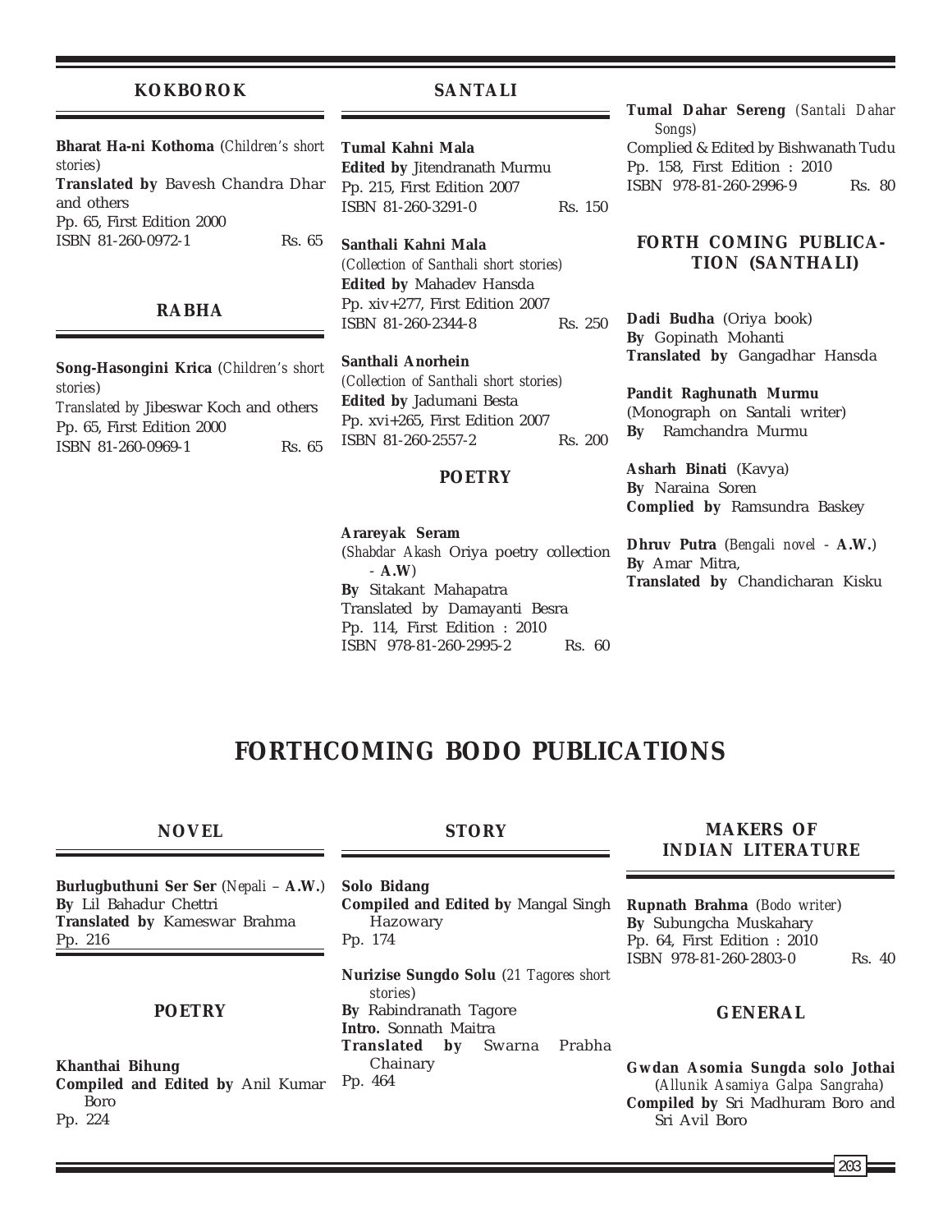## KOKBOROK

**Bharat Ha-ni Kothoma** (*Children's short stories*)
**Translated by** Bavesh Chandra Dhar and others
Pp. 65, First Edition 2000
ISBN 81-260-0972-1 Rs. 65

## RABHA

**Song-Hasongini Krica** (*Children's short stories*)
*Translated by* Jibeswar Koch and others
Pp. 65, First Edition 2000
ISBN 81-260-0969-1 Rs. 65

## SANTALI

**Tumal Kahni Mala**
**Edited by** Jitendranath Murmu
Pp. 215, First Edition 2007
ISBN 81-260-3291-0 Rs. 150

**Santhali Kahni Mala**
(*Collection of Santhali short stories*)
**Edited by** Mahadev Hansda
Pp. xiv+277, First Edition 2007
ISBN 81-260-2344-8 Rs. 250

**Santhali Anorhein**
(*Collection of Santhali short stories*)
**Edited by** Jadumani Besta
Pp. xvi+265, First Edition 2007
ISBN 81-260-2557-2 Rs. 200

### POETRY

**Arareyak Seram**
(*Shabdar Akash* Oriya poetry collection - **A.W**)
**By** Sitakant Mahapatra
Translated by Damayanti Besra
Pp. 114, First Edition : 2010
ISBN 978-81-260-2995-2 Rs. 60

**Tumal Dahar Sereng** (*Santali Dahar Songs*)
Complied & Edited by Bishwanath Tudu
Pp. 158, First Edition : 2010
ISBN 978-81-260-2996-9 Rs. 80

## FORTH COMING PUBLICATION (SANTHALI)

**Dadi Budha** (Oriya book)
**By** Gopinath Mohanti
**Translated by** Gangadhar Hansda

**Pandit Raghunath Murmu**
(Monograph on Santali writer)
**By** Ramchandra Murmu

**Asharh Binati** (Kavya)
**By** Naraina Soren
**Complied by** Ramsundra Baskey

**Dhruv Putra** (*Bengali novel* - **A.W.**)
**By** Amar Mitra,
**Translated by** Chandicharan Kisku

# FORTHCOMING BODO PUBLICATIONS

## NOVEL

**Burlugbuthuni Ser Ser** (*Nepali* – **A.W.**)
**By** Lil Bahadur Chettri
**Translated by** Kameswar Brahma
Pp. 216

## POETRY

**Khanthai Bihung**
**Compiled and Edited by** Anil Kumar Boro
Pp. 224

## STORY

**Solo Bidang**
**Compiled and Edited by** Mangal Singh Hazowary
Pp. 174

**Nurizise Sungdo Solu** (*21 Tagores short stories*)
**By** Rabindranath Tagore
**Intro.** Sonnath Maitra
**Translated by** Swarna Prabha Chainary
Pp. 464

## MAKERS OF INDIAN LITERATURE

**Rupnath Brahma** (*Bodo writer*)
**By** Subungcha Muskahary
Pp. 64, First Edition : 2010
ISBN 978-81-260-2803-0 Rs. 40

## GENERAL

**Gwdan Asomia Sungda solo Jothai** (*Allunik Asamiya Galpa Sangraha*)
**Compiled by** Sri Madhuram Boro and Sri Avil Boro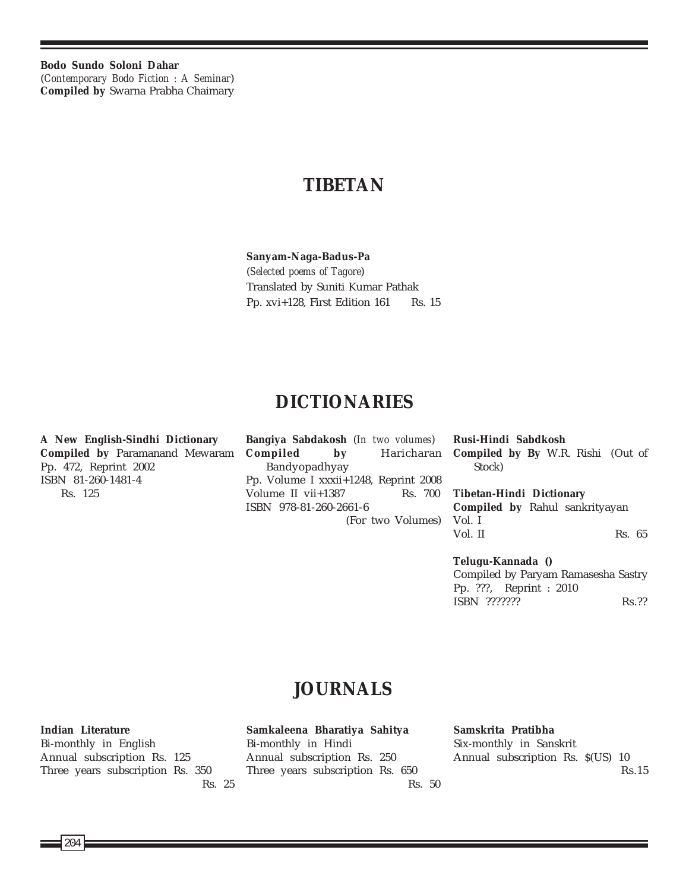**Bodo Sundo Soloni Dahar**
*(Contemporary Bodo Fiction : A Seminar)*
**Compiled by** Swarna Prabha Chaimary

## TIBETAN

**Sanyam-Naga-Badus-Pa**
*(Selected poems of Tagore)*
Translated by Suniti Kumar Pathak
Pp. xvi+128, First Edition 161 Rs. 15

## DICTIONARIES

**A New English-Sindhi Dictionary**
**Compiled by** Paramanand Mewaram
Pp. 472, Reprint 2002
ISBN 81-260-1481-4
Rs. 125

**Bangiya Sabdakosh** *(In two volumes)*
**Compiled by** Haricharan Bandyopadhyay
Pp. Volume I xxxii+1248, Reprint 2008
Volume II vii+1387 Rs. 700
ISBN 978-81-260-2661-6
(For two Volumes)

**Rusi-Hindi Sabdkosh**
**Compiled by By** W.R. Rishi (Out of Stock)

**Tibetan-Hindi Dictionary**
**Compiled by** Rahul sankrityayan
Vol. I
Vol. II Rs. 65

**Telugu-Kannada ()**
Compiled by Paryam Ramasesha Sastry
Pp. ???, Reprint : 2010
ISBN ??????? Rs.??

## JOURNALS

**Indian Literature**
Bi-monthly in English
Annual subscription Rs. 125
Three years subscription Rs. 350
Rs. 25

**Samkaleena Bharatiya Sahitya**
Bi-monthly in Hindi
Annual subscription Rs. 250
Three years subscription Rs. 650
Rs. 50

**Samskrita Pratibha**
Six-monthly in Sanskrit
Annual subscription Rs. $(US) 10
Rs.15